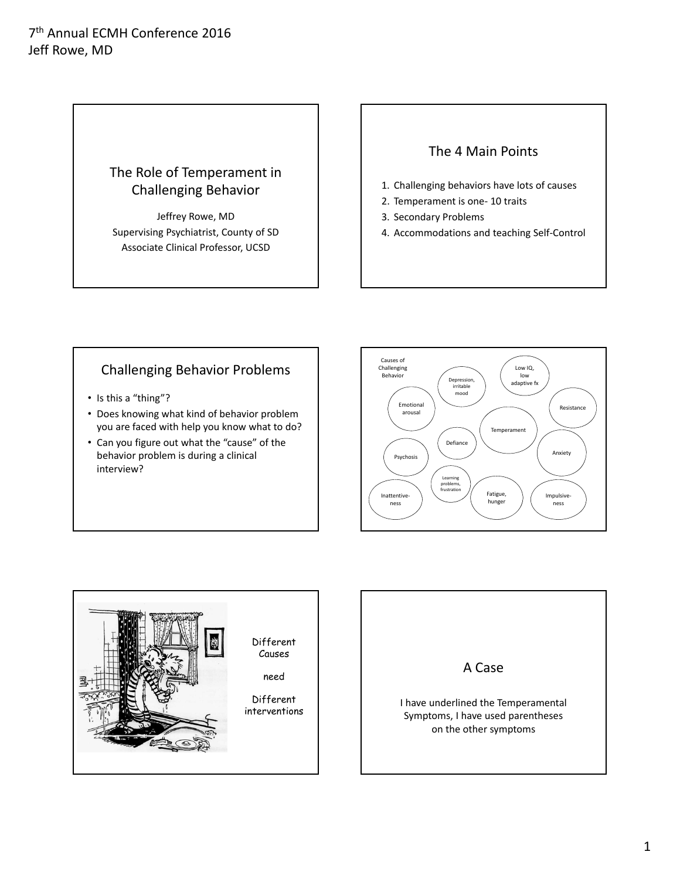7th Annual ECMH Conference 2016
Jeff Rowe, MD

## The Role of Temperament in Challenging Behavior

Jeffrey Rowe, MD
Supervising Psychiatrist, County of SD
Associate Clinical Professor, UCSD

## The 4 Main Points

1. Challenging behaviors have lots of causes
2. Temperament is one- 10 traits
3. Secondary Problems
4. Accommodations and teaching Self-Control

## Challenging Behavior Problems

- Is this a "thing"?
- Does knowing what kind of behavior problem you are faced with help you know what to do?
- Can you figure out what the "cause" of the behavior problem is during a clinical interview?

Causes of Challenging Behavior

- Depression, irritable mood
- Low IQ, low adaptive fx
- Emotional arousal
- Resistance
- Temperament
- Defiance
- Anxiety
- Psychosis
- Learning problems, frustration
- Inattentiveness
- Fatigue, hunger
- Impulsiveness

Different Causes

need

Different interventions

## A Case

I have underlined the Temperamental Symptoms, I have used parentheses on the other symptoms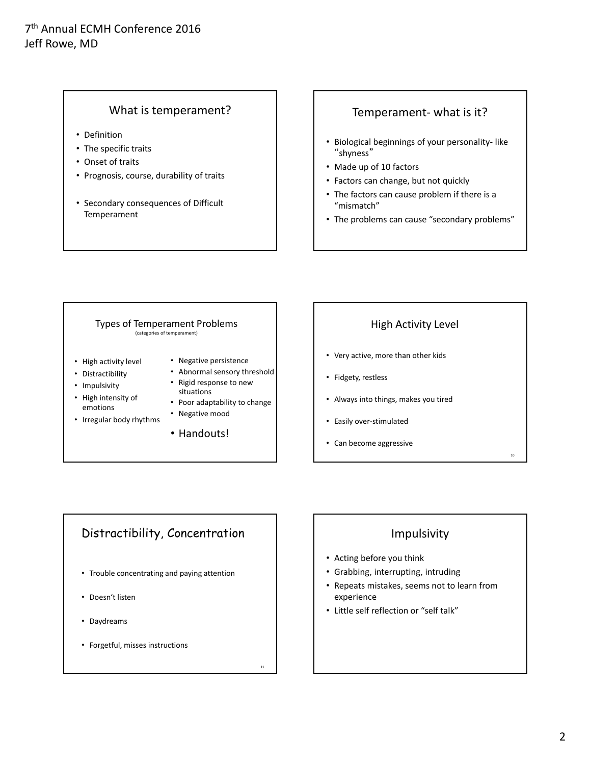## What is temperament?

- Definition
- The specific traits
- Onset of traits
- Prognosis, course, durability of traits

- Secondary consequences of Difficult Temperament

## Temperament- what is it?

- Biological beginnings of your personality- like "shyness"
- Made up of 10 factors
- Factors can change, but not quickly
- The factors can cause problem if there is a "mismatch"
- The problems can cause "secondary problems"

## Types of Temperament Problems

(categories of temperament)

- High activity level
- Distractibility
- Impulsivity
- High intensity of emotions
- Irregular body rhythms
- Negative persistence
- Abnormal sensory threshold
- Rigid response to new situations
- Poor adaptability to change
- Negative mood

- Handouts!

## High Activity Level

- Very active, more than other kids
- Fidgety, restless
- Always into things, makes you tired
- Easily over-stimulated
- Can become aggressive

## Distractibility, Concentration

- Trouble concentrating and paying attention
- Doesn't listen
- Daydreams
- Forgetful, misses instructions

## Impulsivity

- Acting before you think
- Grabbing, interrupting, intruding
- Repeats mistakes, seems not to learn from experience
- Little self reflection or "self talk"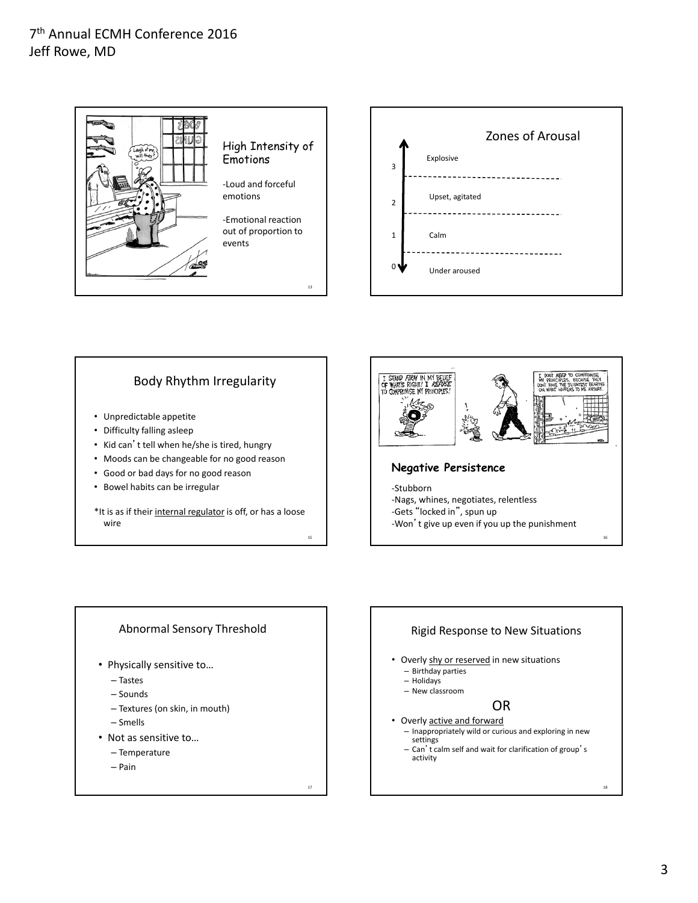## High Intensity of Emotions

-Loud and forceful emotions

-Emotional reaction out of proportion to events

## Zones of Arousal

3 — Explosive

2 — Upset, agitated

1 — Calm

0 — Under aroused

## Body Rhythm Irregularity

- Unpredictable appetite
- Difficulty falling asleep
- Kid can't tell when he/she is tired, hungry
- Moods can be changeable for no good reason
- Good or bad days for no good reason
- Bowel habits can be irregular

*It is as if their internal regulator is off, or has a loose wire

## Negative Persistence

-Stubborn
-Nags, whines, negotiates, relentless
-Gets "locked in", spun up
-Won't give up even if you up the punishment

## Abnormal Sensory Threshold

- Physically sensitive to…
  - Tastes
  - Sounds
  - Textures (on skin, in mouth)
  - Smells
- Not as sensitive to…
  - Temperature
  - Pain

## Rigid Response to New Situations

- Overly shy or reserved in new situations
  - Birthday parties
  - Holidays
  - New classroom

OR

- Overly active and forward
  - Inappropriately wild or curious and exploring in new settings
  - Can't calm self and wait for clarification of group's activity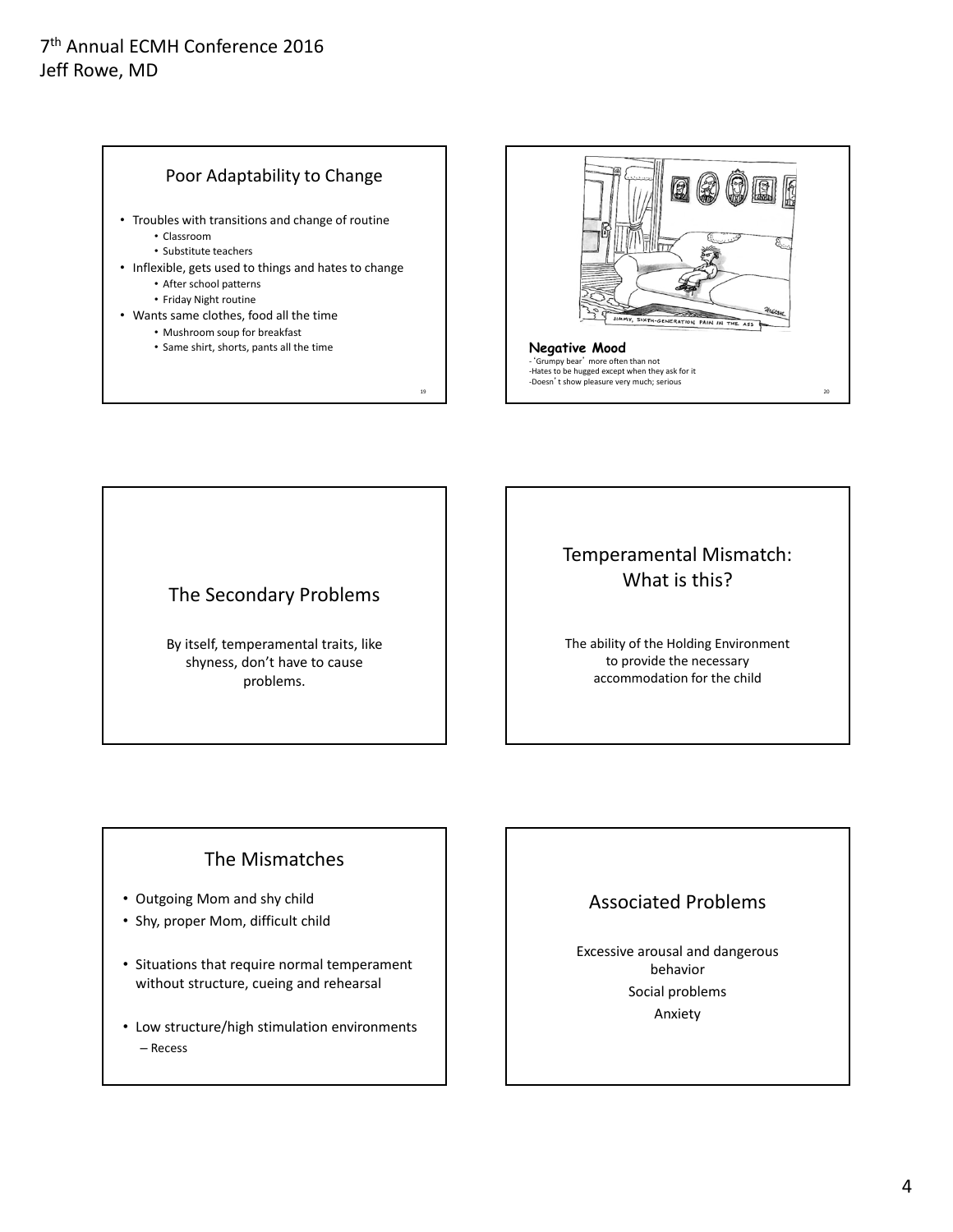## Poor Adaptability to Change

- Troubles with transitions and change of routine
  - Classroom
  - Substitute teachers
- Inflexible, gets used to things and hates to change
  - After school patterns
  - Friday Night routine
- Wants same clothes, food all the time
  - Mushroom soup for breakfast
  - Same shirt, shorts, pants all the time

**Negative Mood**

- 'Grumpy bear' more often than not
- Hates to be hugged except when they ask for it
- Doesn't show pleasure very much; serious

## The Secondary Problems

By itself, temperamental traits, like shyness, don't have to cause problems.

## Temperamental Mismatch: What is this?

The ability of the Holding Environment to provide the necessary accommodation for the child

## The Mismatches

- Outgoing Mom and shy child
- Shy, proper Mom, difficult child
- Situations that require normal temperament without structure, cueing and rehearsal
- Low structure/high stimulation environments
  - Recess

## Associated Problems

Excessive arousal and dangerous behavior

Social problems

Anxiety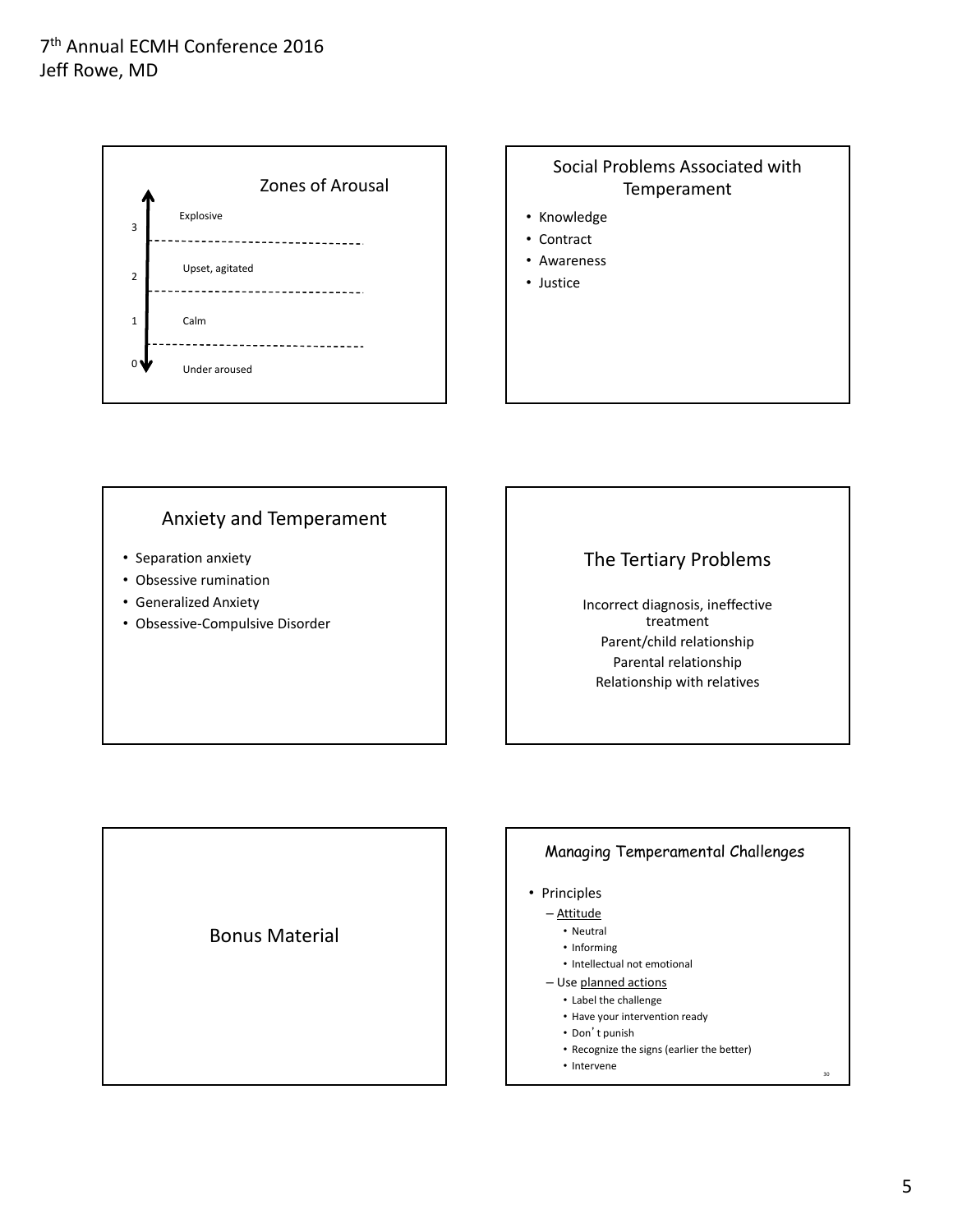## Zones of Arousal

- 3 — Explosive
- 2 — Upset, agitated
- 1 — Calm
- 0 — Under aroused

## Social Problems Associated with Temperament

- Knowledge
- Contract
- Awareness
- Justice

## Anxiety and Temperament

- Separation anxiety
- Obsessive rumination
- Generalized Anxiety
- Obsessive-Compulsive Disorder

## The Tertiary Problems

Incorrect diagnosis, ineffective treatment

Parent/child relationship

Parental relationship

Relationship with relatives

## Bonus Material

## Managing Temperamental Challenges

- Principles
  - Attitude
    - Neutral
    - Informing
    - Intellectual not emotional
  - Use planned actions
    - Label the challenge
    - Have your intervention ready
    - Don't punish
    - Recognize the signs (earlier the better)
    - Intervene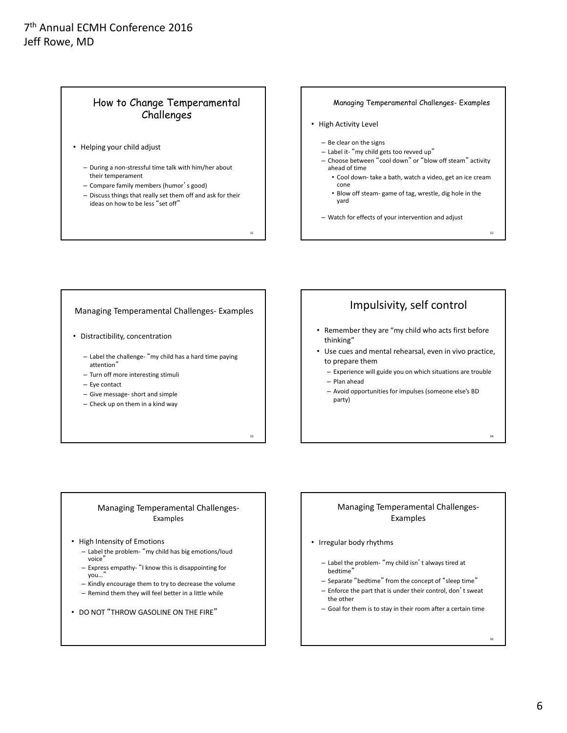## How to Change Temperamental Challenges

- Helping your child adjust
  - During a non-stressful time talk with him/her about their temperament
  - Compare family members (humor's good)
  - Discuss things that really set them off and ask for their ideas on how to be less "set off"

## Managing Temperamental Challenges- Examples

- High Activity Level
  - Be clear on the signs
  - Label it- "my child gets too revved up"
  - Choose between "cool down" or "blow off steam" activity ahead of time
    - Cool down- take a bath, watch a video, get an ice cream cone
    - Blow off steam- game of tag, wrestle, dig hole in the yard
  - Watch for effects of your intervention and adjust

## Managing Temperamental Challenges- Examples

- Distractibility, concentration
  - Label the challenge- "my child has a hard time paying attention"
  - Turn off more interesting stimuli
  - Eye contact
  - Give message- short and simple
  - Check up on them in a kind way

## Impulsivity, self control

- Remember they are "my child who acts first before thinking"
- Use cues and mental rehearsal, even in vivo practice, to prepare them
  - Experience will guide you on which situations are trouble
  - Plan ahead
  - Avoid opportunities for impulses (someone else's BD party)

## Managing Temperamental Challenges- Examples

- High Intensity of Emotions
  - Label the problem- "my child has big emotions/loud voice"
  - Express empathy- "I know this is disappointing for you…"
  - Kindly encourage them to try to decrease the volume
  - Remind them they will feel better in a little while
- DO NOT "THROW GASOLINE ON THE FIRE"

## Managing Temperamental Challenges- Examples

- Irregular body rhythms
  - Label the problem- "my child isn't always tired at bedtime"
  - Separate "bedtime" from the concept of "sleep time"
  - Enforce the part that is under their control, don't sweat the other
  - Goal for them is to stay in their room after a certain time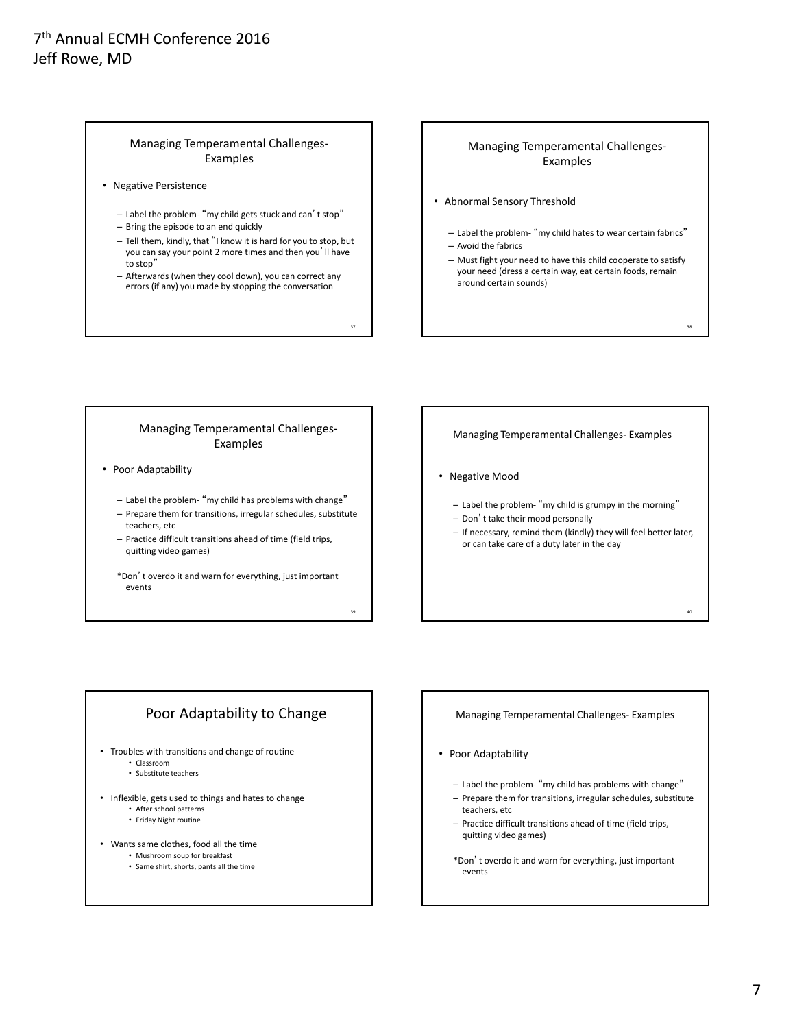## Managing Temperamental Challenges- Examples

- Negative Persistence
  - Label the problem- "my child gets stuck and can't stop"
  - Bring the episode to an end quickly
  - Tell them, kindly, that "I know it is hard for you to stop, but you can say your point 2 more times and then you'll have to stop"
  - Afterwards (when they cool down), you can correct any errors (if any) you made by stopping the conversation

## Managing Temperamental Challenges- Examples

- Abnormal Sensory Threshold
  - Label the problem- "my child hates to wear certain fabrics"
  - Avoid the fabrics
  - Must fight <u>your</u> need to have this child cooperate to satisfy your need (dress a certain way, eat certain foods, remain around certain sounds)

## Managing Temperamental Challenges- Examples

- Poor Adaptability
  - Label the problem- "my child has problems with change"
  - Prepare them for transitions, irregular schedules, substitute teachers, etc
  - Practice difficult transitions ahead of time (field trips, quitting video games)

*Don't overdo it and warn for everything, just important events

## Managing Temperamental Challenges- Examples

- Negative Mood
  - Label the problem- "my child is grumpy in the morning"
  - Don't take their mood personally
  - If necessary, remind them (kindly) they will feel better later, or can take care of a duty later in the day

## Poor Adaptability to Change

- Troubles with transitions and change of routine
  - Classroom
  - Substitute teachers
- Inflexible, gets used to things and hates to change
  - After school patterns
  - Friday Night routine
- Wants same clothes, food all the time
  - Mushroom soup for breakfast
  - Same shirt, shorts, pants all the time

## Managing Temperamental Challenges- Examples

- Poor Adaptability
  - Label the problem- "my child has problems with change"
  - Prepare them for transitions, irregular schedules, substitute teachers, etc
  - Practice difficult transitions ahead of time (field trips, quitting video games)

*Don't overdo it and warn for everything, just important events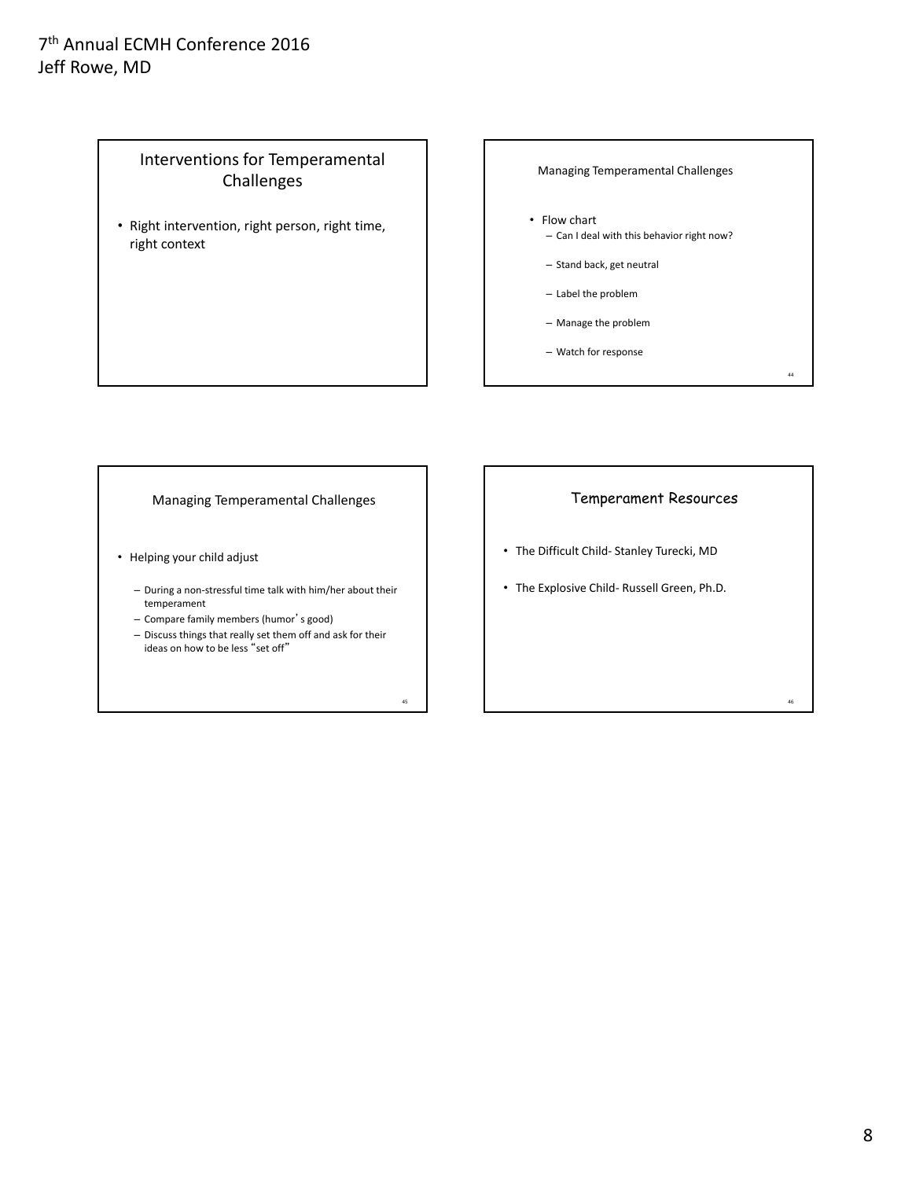## Interventions for Temperamental Challenges

- Right intervention, right person, right time, right context

## Managing Temperamental Challenges

- Flow chart
  - Can I deal with this behavior right now?
  - Stand back, get neutral
  - Label the problem
  - Manage the problem
  - Watch for response

## Managing Temperamental Challenges

- Helping your child adjust
  - During a non-stressful time talk with him/her about their temperament
  - Compare family members (humor's good)
  - Discuss things that really set them off and ask for their ideas on how to be less "set off"

## Temperament Resources

- The Difficult Child- Stanley Turecki, MD
- The Explosive Child- Russell Green, Ph.D.